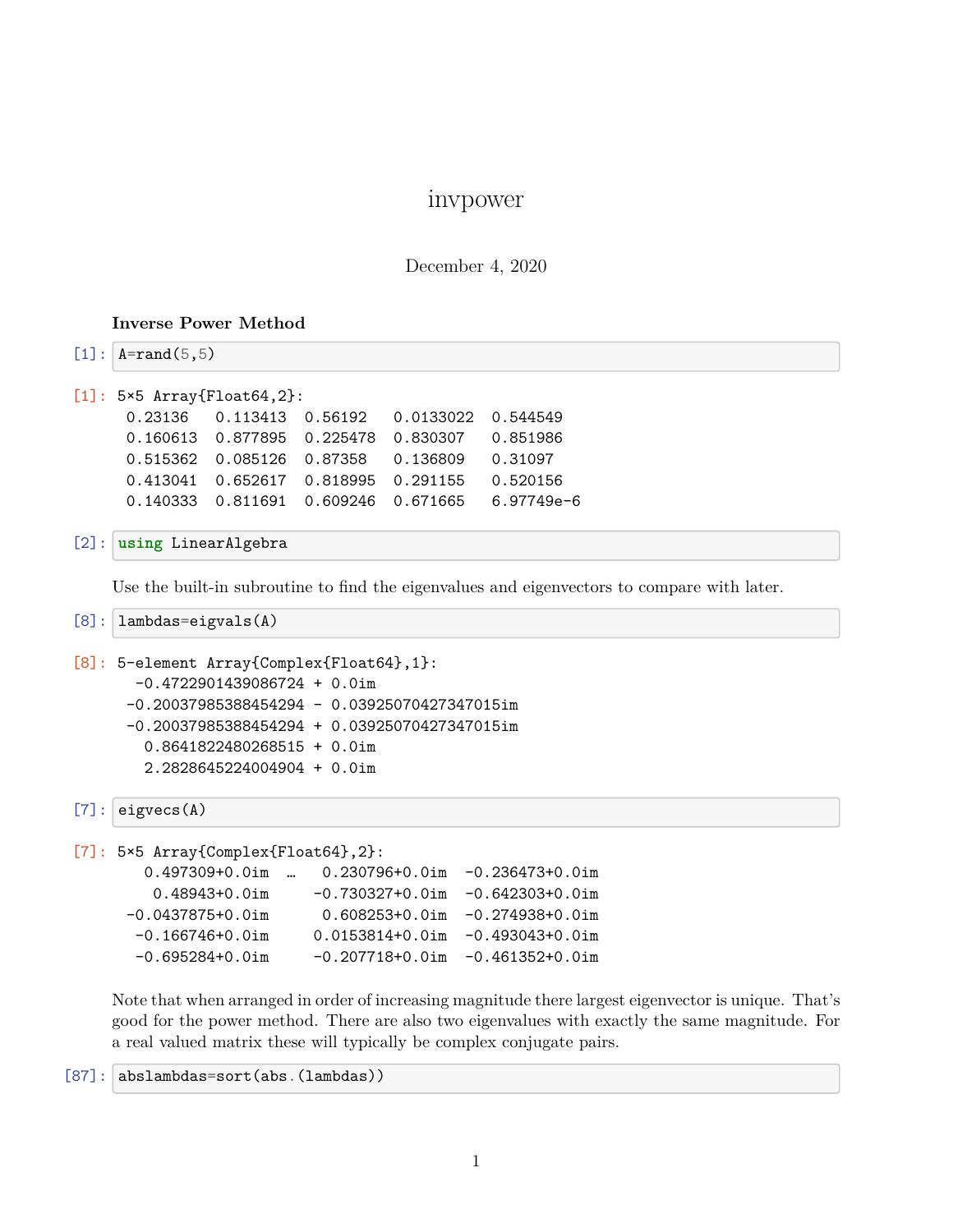# invpower

December 4, 2020

**Inverse Power Method**

[1]:
```
A=rand(5,5)
```

[1]:
```
5×5 Array{Float64,2}:
 0.23136   0.113413  0.56192   0.0133022  0.544549
 0.160613  0.877895  0.225478  0.830307   0.851986
 0.515362  0.085126  0.87358   0.136809   0.31097
 0.413041  0.652617  0.818995  0.291155   0.520156
 0.140333  0.811691  0.609246  0.671665   6.97749e-6
```

[2]:
```
using LinearAlgebra
```

Use the built-in subroutine to find the eigenvalues and eigenvectors to compare with later.

[8]:
```
lambdas=eigvals(A)
```

[8]:
```
5-element Array{Complex{Float64},1}:
  -0.4722901439086724 + 0.0im
 -0.20037985388454294 - 0.03925070427347015im
 -0.20037985388454294 + 0.03925070427347015im
   0.8641822480268515 + 0.0im
   2.2828645224004904 + 0.0im
```

[7]:
```
eigvecs(A)
```

[7]:
```
5×5 Array{Complex{Float64},2}:
   0.497309+0.0im  …   0.230796+0.0im  -0.236473+0.0im
    0.48943+0.0im     -0.730327+0.0im  -0.642303+0.0im
 -0.0437875+0.0im      0.608253+0.0im  -0.274938+0.0im
  -0.166746+0.0im     0.0153814+0.0im  -0.493043+0.0im
  -0.695284+0.0im     -0.207718+0.0im  -0.461352+0.0im
```

Note that when arranged in order of increasing magnitude there largest eigenvector is unique. That's good for the power method. There are also two eigenvalues with exactly the same magnitude. For a real valued matrix these will typically be complex conjugate pairs.

[87]:
```
abslambdas=sort(abs.(lambdas))
```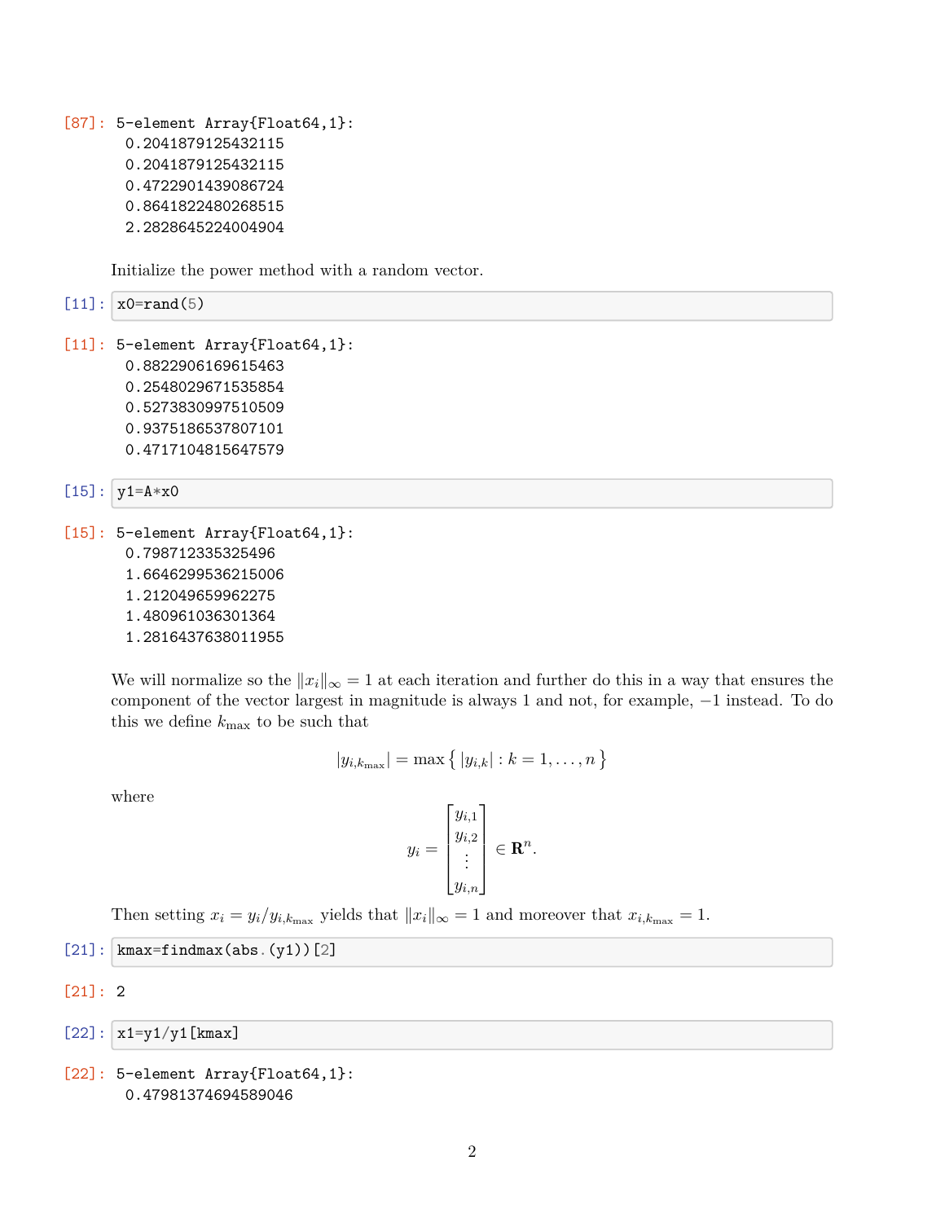[87]:
```
5-element Array{Float64,1}:
 0.2041879125432115
 0.2041879125432115
 0.4722901439086724
 0.8641822480268515
 2.2828645224004904
```

Initialize the power method with a random vector.

[11]:
```
x0=rand(5)
```

[11]:
```
5-element Array{Float64,1}:
 0.8822906169615463
 0.2548029671535854
 0.5273830997510509
 0.9375186537807101
 0.4717104815647579
```

[15]:
```
y1=A*x0
```

[15]:
```
5-element Array{Float64,1}:
 0.798712335325496
 1.6646299536215006
 1.212049659962275
 1.480961036301364
 1.2816437638011955
```

We will normalize so the $\|x_i\|_\infty = 1$ at each iteration and further do this in a way that ensures the component of the vector largest in magnitude is always 1 and not, for example, $-1$ instead. To do this we define $k_{\max}$ to be such that

$$|y_{i,k_{\max}}| = \max\{\, |y_{i,k}| : k = 1, \ldots, n \,\}$$

where

$$y_i = \begin{bmatrix} y_{i,1} \\ y_{i,2} \\ \vdots \\ y_{i,n} \end{bmatrix} \in \mathbf{R}^n.$$

Then setting $x_i = y_i / y_{i,k_{\max}}$ yields that $\|x_i\|_\infty = 1$ and moreover that $x_{i,k_{\max}} = 1$.

[21]:
```
kmax=findmax(abs.(y1))[2]
```

[21]:
```
2
```

[22]:
```
x1=y1/y1[kmax]
```

[22]:
```
5-element Array{Float64,1}:
 0.47981374694589046
```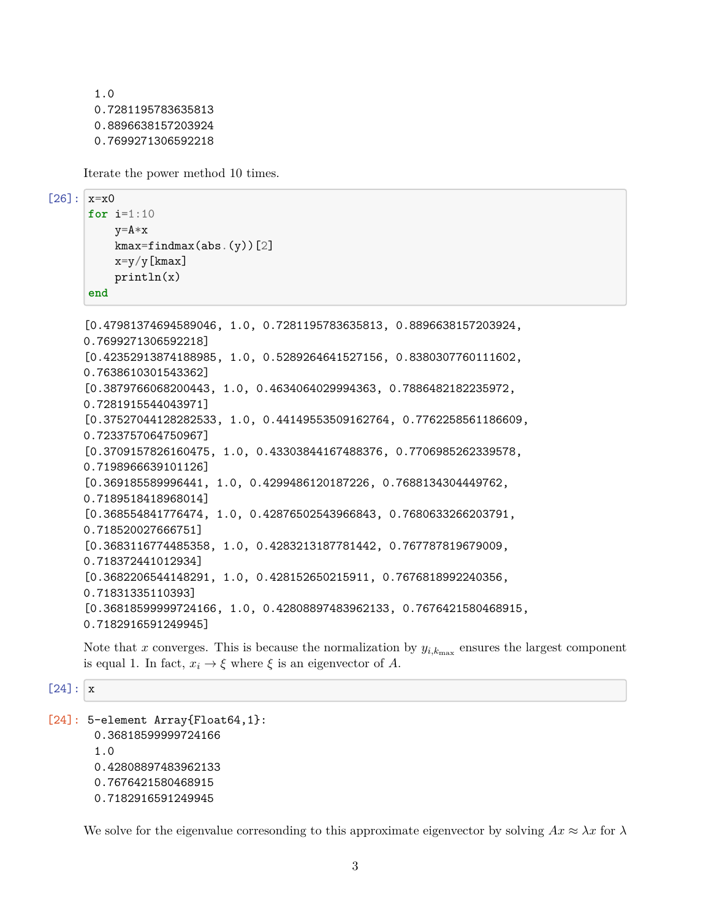```
 1.0
 0.7281195783635813
 0.8896638157203924
 0.7699271306592218
```

Iterate the power method 10 times.

[26]:
```
x=x0
for i=1:10
    y=A*x
    kmax=findmax(abs.(y))[2]
    x=y/y[kmax]
    println(x)
end
```

```
[0.47981374694589046, 1.0, 0.7281195783635813, 0.8896638157203924,
0.7699271306592218]
[0.42352913874188985, 1.0, 0.5289264641527156, 0.8380307760111602,
0.7638610301543362]
[0.3879766068200443, 1.0, 0.4634064029994363, 0.7886482182235972,
0.7281915544043971]
[0.37527044128282533, 1.0, 0.44149553509162764, 0.7762258561186609,
0.7233757064750967]
[0.3709157826160475, 1.0, 0.43303844167488376, 0.7706985262339578,
0.7198966639101126]
[0.369185589996441, 1.0, 0.4299486120187226, 0.7688134304449762,
0.7189518418968014]
[0.368554841776474, 1.0, 0.42876502543966843, 0.7680633266203791,
0.718520027666751]
[0.3683116774485358, 1.0, 0.4283213187781442, 0.767787819679009,
0.718372441012934]
[0.3682206544148291, 1.0, 0.428152650215911, 0.7676818992240356,
0.71831335110393]
[0.36818599999724166, 1.0, 0.42808897483962133, 0.7676421580468915,
0.7182916591249945]
```

Note that $x$ converges. This is because the normalization by $y_{i,k_{\max}}$ ensures the largest component is equal 1. In fact, $x_i \to \xi$ where $\xi$ is an eigenvector of $A$.

[24]:
```
x
```

[24]:
```
5-element Array{Float64,1}:
 0.36818599999724166
 1.0
 0.42808897483962133
 0.7676421580468915
 0.7182916591249945
```

We solve for the eigenvalue corresonding to this approximate eigenvector by solving $Ax \approx \lambda x$ for $\lambda$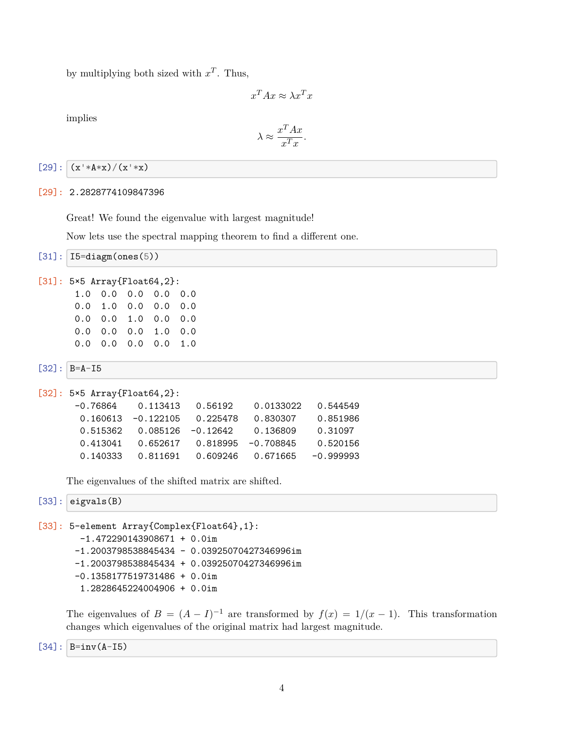by multiplying both sized with $x^T$. Thus,

$$x^T A x \approx \lambda x^T x$$

implies

$$\lambda \approx \frac{x^T A x}{x^T x}.$$

[29]:
```
(x'*A*x)/(x'*x)
```

[29]:
```
2.2828774109847396
```

Great! We found the eigenvalue with largest magnitude!

Now lets use the spectral mapping theorem to find a different one.

[31]:
```
I5=diagm(ones(5))
```

[31]:
```
5×5 Array{Float64,2}:
 1.0  0.0  0.0  0.0  0.0
 0.0  1.0  0.0  0.0  0.0
 0.0  0.0  1.0  0.0  0.0
 0.0  0.0  0.0  1.0  0.0
 0.0  0.0  0.0  0.0  1.0
```

[32]:
```
B=A-I5
```

[32]:
```
5×5 Array{Float64,2}:
 -0.76864    0.113413   0.56192    0.0133022   0.544549
  0.160613  -0.122105   0.225478   0.830307    0.851986
  0.515362   0.085126  -0.12642    0.136809    0.31097
  0.413041   0.652617   0.818995  -0.708845    0.520156
  0.140333   0.811691   0.609246   0.671665   -0.999993
```

The eigenvalues of the shifted matrix are shifted.

[33]:
```
eigvals(B)
```

[33]:
```
5-element Array{Complex{Float64},1}:
  -1.472290143908671 + 0.0im
 -1.2003798538845434 - 0.03925070427346996im
 -1.2003798538845434 + 0.03925070427346996im
 -0.1358177519731486 + 0.0im
  1.2828645224004906 + 0.0im
```

The eigenvalues of $B = (A - I)^{-1}$ are transformed by $f(x) = 1/(x - 1)$. This transformation changes which eigenvalues of the original matrix had largest magnitude.

[34]:
```
B=inv(A-I5)
```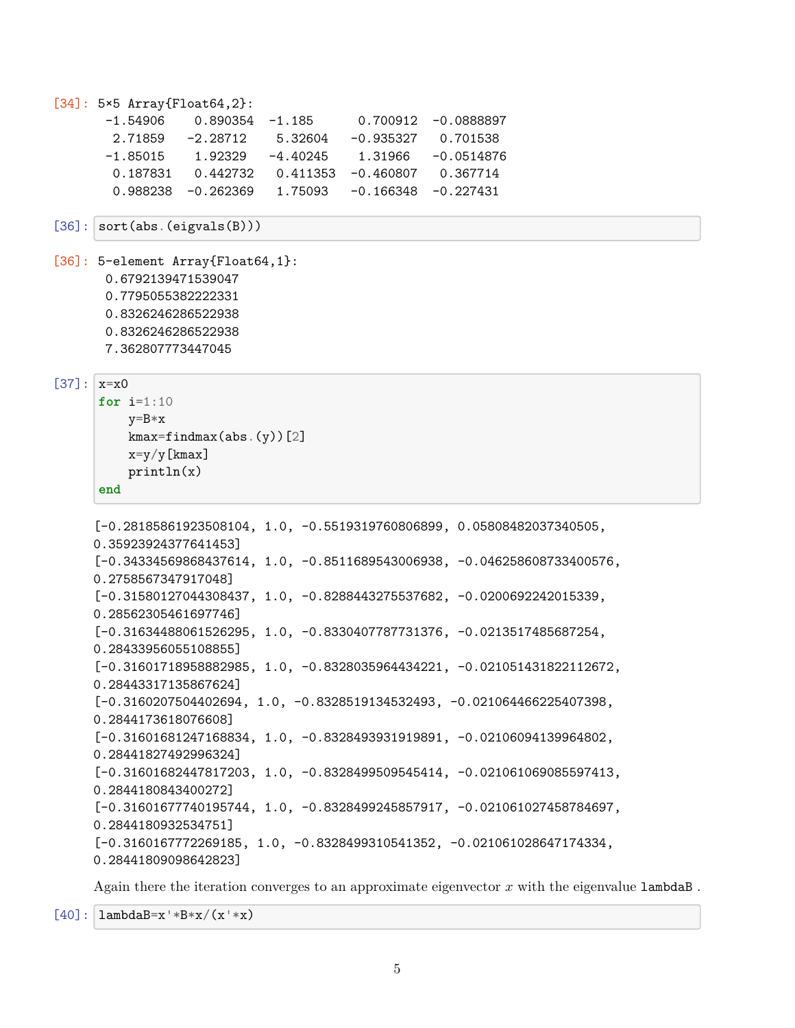[34]: 
```
5×5 Array{Float64,2}:
 -1.54906    0.890354  -1.185      0.700912  -0.0888897
  2.71859   -2.28712    5.32604   -0.935327   0.701538
 -1.85015    1.92329   -4.40245    1.31966   -0.0514876
  0.187831   0.442732   0.411353  -0.460807   0.367714
  0.988238  -0.262369   1.75093   -0.166348  -0.227431
```

[36]:
```julia
sort(abs.(eigvals(B)))
```

[36]:
```
5-element Array{Float64,1}:
 0.6792139471539047
 0.7795055382222331
 0.8326246286522938
 0.8326246286522938
 7.362807773447045
```

[37]:
```julia
x=x0
for i=1:10
    y=B*x
    kmax=findmax(abs.(y))[2]
    x=y/y[kmax]
    println(x)
end
```

```
[-0.28185861923508104, 1.0, -0.5519319760806899, 0.05808482037340505,
0.35923924377641453]
[-0.34334569868437614, 1.0, -0.8511689543006938, -0.046258608733400576,
0.2758567347917048]
[-0.31580127044308437, 1.0, -0.8288443275537682, -0.0200692242015339,
0.28562305461697746]
[-0.31634488061526295, 1.0, -0.8330407787731376, -0.0213517485687254,
0.28433956055108855]
[-0.31601718958882985, 1.0, -0.8328035964434221, -0.021051431822112672,
0.28443317135867624]
[-0.3160207504402694, 1.0, -0.8328519134532493, -0.021064466225407398,
0.2844173618076608]
[-0.31601681247168834, 1.0, -0.8328493931919891, -0.02106094139964802,
0.28441827492996324]
[-0.31601682447817203, 1.0, -0.8328499509545414, -0.021061069085597413,
0.2844180843400272]
[-0.31601677740195744, 1.0, -0.8328499245857917, -0.021061027458784697,
0.2844180932534751]
[-0.3160167772269185, 1.0, -0.8328499310541352, -0.021061028647174334,
0.28441809098642823]
```

Again there the iteration converges to an approximate eigenvector $x$ with the eigenvalue `lambdaB` .

[40]:
```julia
lambdaB=x'*B*x/(x'*x)
```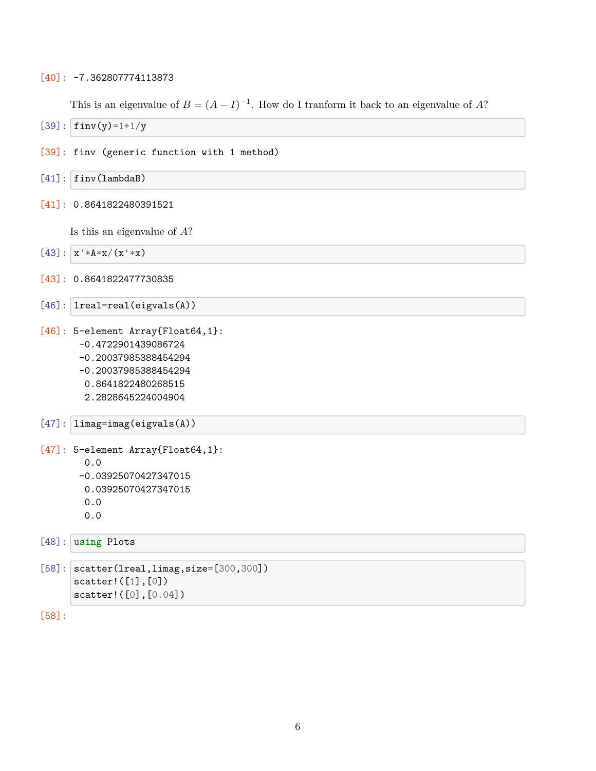[40]: -7.362807774113873

This is an eigenvalue of $B = (A - I)^{-1}$. How do I tranform it back to an eigenvalue of $A$?

[39]:
```
finv(y)=1+1/y
```

[39]: finv (generic function with 1 method)

[41]:
```
finv(lambdaB)
```

[41]: 0.8641822480391521

Is this an eigenvalue of $A$?

[43]:
```
x'*A*x/(x'*x)
```

[43]: 0.8641822477730835

[46]:
```
lreal=real(eigvals(A))
```

[46]:
```
5-element Array{Float64,1}:
 -0.4722901439086724
 -0.20037985388454294
 -0.20037985388454294
  0.8641822480268515
  2.2828645224004904
```

[47]:
```
limag=imag(eigvals(A))
```

[47]:
```
5-element Array{Float64,1}:
  0.0
 -0.03925070427347015
  0.03925070427347015
  0.0
  0.0
```

[48]:
```
using Plots
```

[58]:
```
scatter(lreal,limag,size=[300,300])
scatter!([1],[0])
scatter!([0],[0.04])
```

[58]: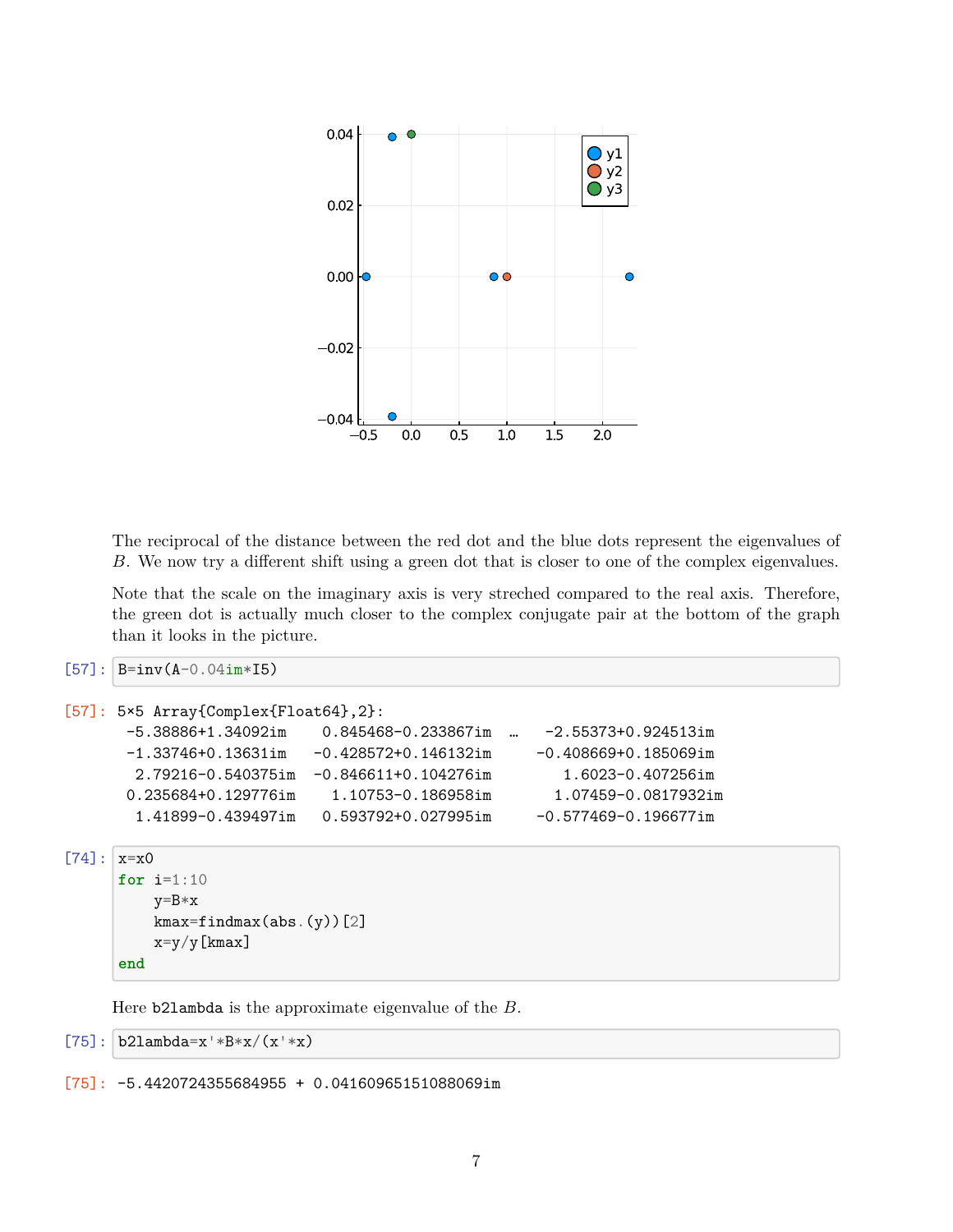The reciprocal of the distance between the red dot and the blue dots represent the eigenvalues of $B$. We now try a different shift using a green dot that is closer to one of the complex eigenvalues.

Note that the scale on the imaginary axis is very streched compared to the real axis. Therefore, the green dot is actually much closer to the complex conjugate pair at the bottom of the graph than it looks in the picture.

[57]:
```
B=inv(A-0.04im*I5)
```

[57]:
```
5×5 Array{Complex{Float64},2}:
 -5.38886+1.34092im    0.845468-0.233867im  …   -2.55373+0.924513im
 -1.33746+0.13631im   -0.428572+0.146132im     -0.408669+0.185069im
  2.79216-0.540375im  -0.846611+0.104276im        1.6023-0.407256im
 0.235684+0.129776im    1.10753-0.186958im       1.07459-0.0817932im
  1.41899-0.439497im   0.593792+0.027995im     -0.577469-0.196677im
```

[74]:
```
x=x0
for i=1:10
    y=B*x
    kmax=findmax(abs.(y))[2]
    x=y/y[kmax]
end
```

Here `b2lambda` is the approximate eigenvalue of the $B$.

[75]:
```
b2lambda=x'*B*x/(x'*x)
```

[75]:
```
-5.4420724355684955 + 0.04160965151088069im
```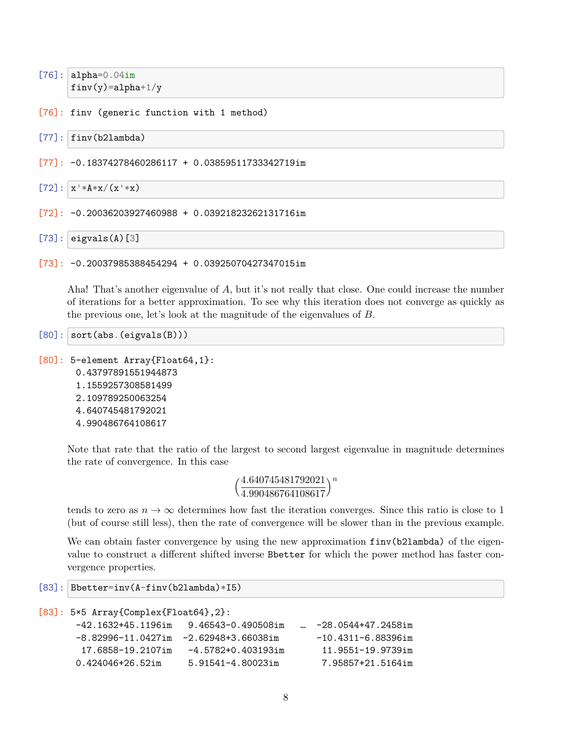[76]:
```
alpha=0.04im
finv(y)=alpha+1/y
```

[76]:
```
finv (generic function with 1 method)
```

[77]:
```
finv(b2lambda)
```

[77]:
```
-0.18374278460286117 + 0.03859511733342719im
```

[72]:
```
x'*A*x/(x'*x)
```

[72]:
```
-0.20036203927460988 + 0.03921823262131716im
```

[73]:
```
eigvals(A)[3]
```

[73]:
```
-0.20037985388454294 + 0.03925070427347015im
```

Aha! That's another eigenvalue of $A$, but it's not really that close. One could increase the number of iterations for a better approximation. To see why this iteration does not converge as quickly as the previous one, let's look at the magnitude of the eigenvalues of $B$.

[80]:
```
sort(abs.(eigvals(B)))
```

[80]:
```
5-element Array{Float64,1}:
 0.43797891551944873
 1.1559257308581499
 2.109789250063254
 4.640745481792021
 4.990486764108617
```

Note that rate that the ratio of the largest to second largest eigenvalue in magnitude determines the rate of convergence. In this case

$$\left(\frac{4.640745481792021}{4.990486764108617}\right)^n$$

tends to zero as $n \to \infty$ determines how fast the iteration converges. Since this ratio is close to 1 (but of course still less), then the rate of convergence will be slower than in the previous example.

We can obtain faster convergence by using the new approximation `finv(b2lambda)` of the eigenvalue to construct a different shifted inverse `Bbetter` for which the power method has faster convergence properties.

[83]:
```
Bbetter=inv(A-finv(b2lambda)*I5)
```

[83]:
```
5×5 Array{Complex{Float64},2}:
 -42.1632+45.1196im   9.46543-0.490508im  …  -28.0544+47.2458im
 -8.82996-11.0427im  -2.62948+3.66038im      -10.4311-6.88396im
  17.6858-19.2107im   -4.5782+0.403193im      11.9551-19.9739im
 0.424046+26.52im     5.91541-4.80023im       7.95857+21.5164im
```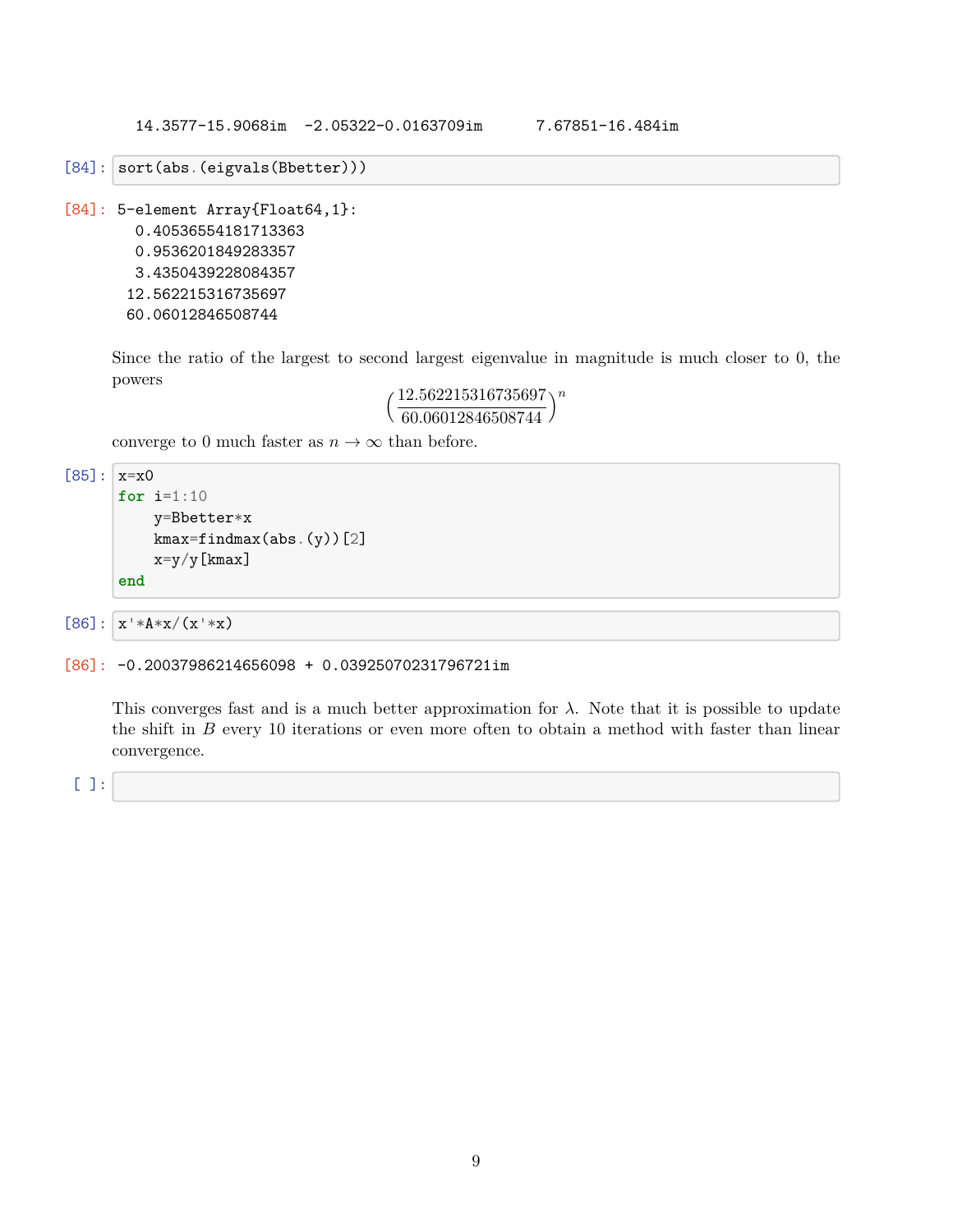```
 14.3577-15.9068im  -2.05322-0.0163709im      7.67851-16.484im
```

[84]:
```
sort(abs.(eigvals(Bbetter)))
```

[84]:
```
5-element Array{Float64,1}:
  0.40536554181713363
  0.9536201849283357
  3.4350439228084357
 12.562215316735697
 60.06012846508744
```

Since the ratio of the largest to second largest eigenvalue in magnitude is much closer to 0, the powers

$$\left(\frac{12.562215316735697}{60.06012846508744}\right)^n$$

converge to 0 much faster as $n \to \infty$ than before.

[85]:
```
x=x0
for i=1:10
    y=Bbetter*x
    kmax=findmax(abs.(y))[2]
    x=y/y[kmax]
end
```

[86]:
```
x'*A*x/(x'*x)
```

[86]:
```
-0.20037986214656098 + 0.03925070231796721im
```

This converges fast and is a much better approximation for $\lambda$. Note that it is possible to update the shift in $B$ every 10 iterations or even more often to obtain a method with faster than linear convergence.

[ ]:
```

```